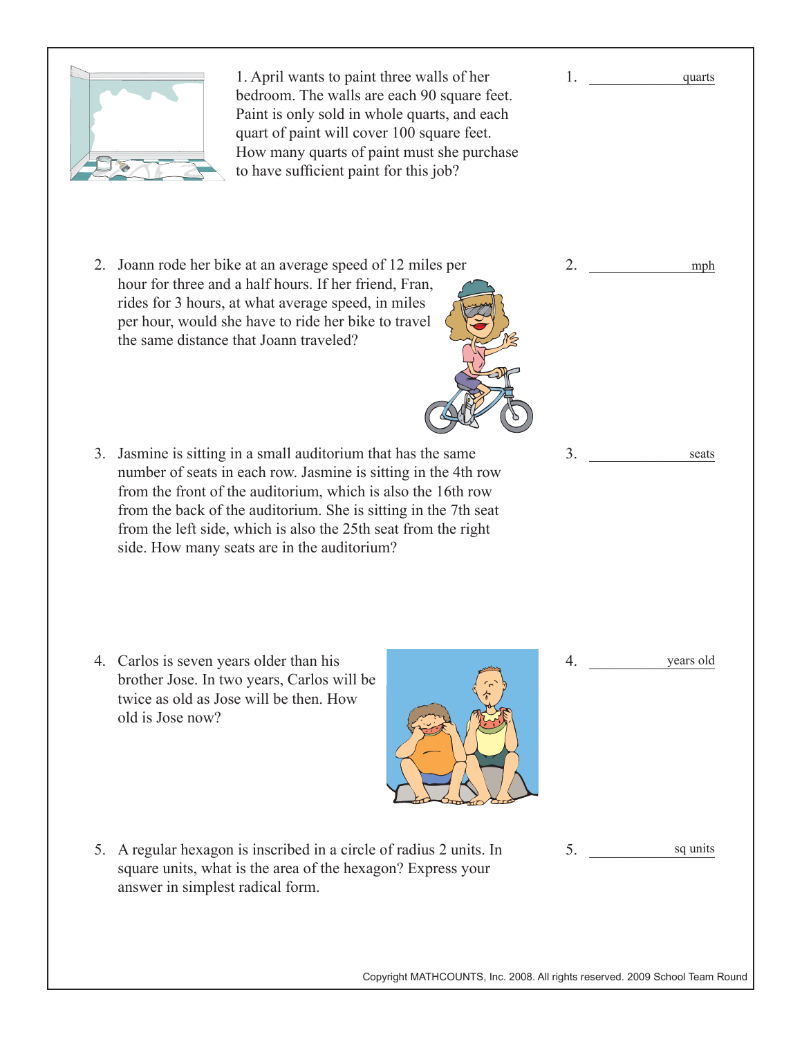1. April wants to paint three walls of her bedroom. The walls are each 90 square feet. Paint is only sold in whole quarts, and each quart of paint will cover 100 square feet. How many quarts of paint must she purchase to have sufficient paint for this job?

1. ____________ quarts

2. Joann rode her bike at an average speed of 12 miles per hour for three and a half hours. If her friend, Fran, rides for 3 hours, at what average speed, in miles per hour, would she have to ride her bike to travel the same distance that Joann traveled?

2. ____________ mph

3. Jasmine is sitting in a small auditorium that has the same number of seats in each row. Jasmine is sitting in the 4th row from the front of the auditorium, which is also the 16th row from the back of the auditorium. She is sitting in the 7th seat from the left side, which is also the 25th seat from the right side. How many seats are in the auditorium?

3. ____________ seats

4. Carlos is seven years older than his brother Jose. In two years, Carlos will be twice as old as Jose will be then. How old is Jose now?

4. ____________ years old

5. A regular hexagon is inscribed in a circle of radius 2 units. In square units, what is the area of the hexagon? Express your answer in simplest radical form.

5. ____________ sq units

Copyright MATHCOUNTS, Inc. 2008. All rights reserved. 2009 School Team Round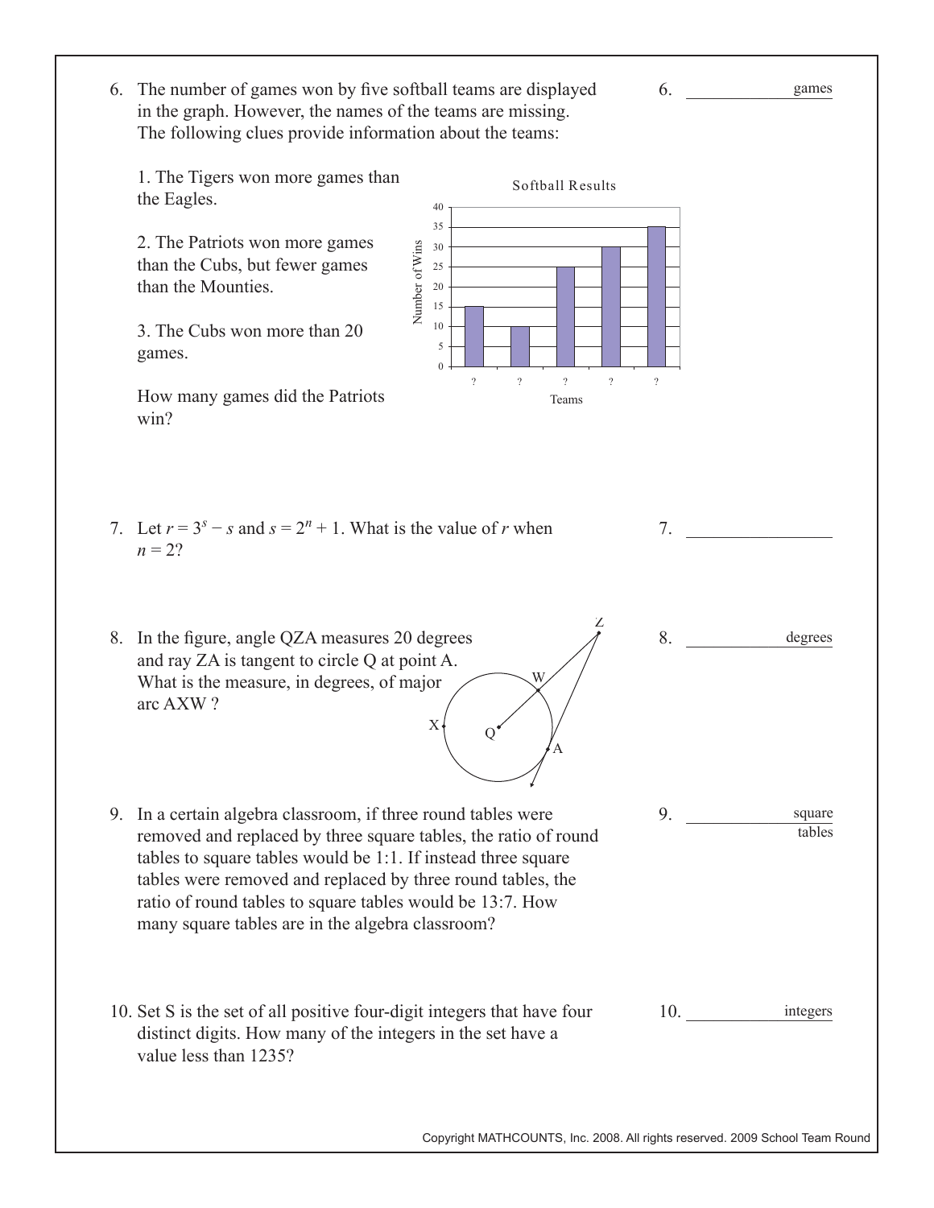6. The number of games won by five softball teams are displayed in the graph. However, the names of the teams are missing. The following clues provide information about the teams:

   6. ________ games

   1. The Tigers won more games than the Eagles.

   2. The Patriots won more games than the Cubs, but fewer games than the Mounties.

   3. The Cubs won more than 20 games.

   How many games did the Patriots win?

Softball Results

Number of Wins

40
35
30
25
20
15
10
5
0

? ? ? ? ?

Teams

7. Let $r = 3^s - s$ and $s = 2^n + 1$. What is the value of $r$ when $n = 2$?

   7. ________

8. In the figure, angle QZA measures 20 degrees and ray ZA is tangent to circle Q at point A. What is the measure, in degrees, of major arc AXW ?

   8. ________ degrees

Z
W
X
Q
A

9. In a certain algebra classroom, if three round tables were removed and replaced by three square tables, the ratio of round tables to square tables would be 1:1. If instead three square tables were removed and replaced by three round tables, the ratio of round tables to square tables would be 13:7. How many square tables are in the algebra classroom?

   9. ________ square tables

10. Set S is the set of all positive four-digit integers that have four distinct digits. How many of the integers in the set have a value less than 1235?

    10. ________ integers

Copyright MATHCOUNTS, Inc. 2008. All rights reserved. 2009 School Team Round